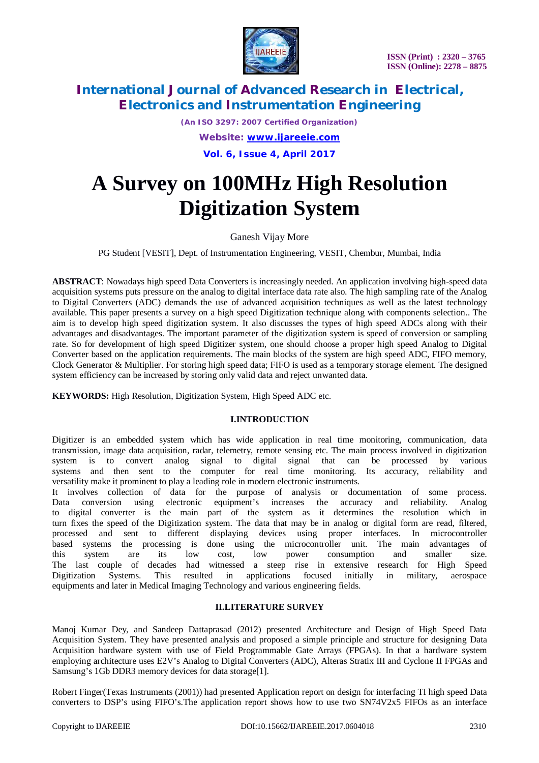# A Survey on 100MHz High Resolution Digitization System

Ganesh Vijay More

PG Student [VESIT], Dept. of Instrumentation Engineering, VESIT, Chembur, Mumbai, India

**ABSTRACT**: Nowadays high speed Data Converters is increasingly needed. An application involving high-speed data acquisition systems puts pressure on the analog to digital interface data rate also. The high sampling rate of the Analog to Digital Converters (ADC) demands the use of advanced acquisition techniques as well as the latest technology available. This paper presents a survey on a high speed Digitization technique along with components selection.. The aim is to develop high speed digitization system. It also discusses the types of high speed ADCs along with their advantages and disadvantages. The important parameter of the digitization system is speed of conversion or sampling rate. So for development of high speed Digitizer system, one should choose a proper high speed Analog to Digital Converter based on the application requirements. The main blocks of the system are high speed ADC, FIFO memory, Clock Generator & Multiplier. For storing high speed data; FIFO is used as a temporary storage element. The designed system efficiency can be increased by storing only valid data and reject unwanted data.

**KEYWORDS:** High Resolution, Digitization System, High Speed ADC etc.

## I.INTRODUCTION

Digitizer is an embedded system which has wide application in real time monitoring, communication, data transmission, image data acquisition, radar, telemetry, remote sensing etc. The main process involved in digitization system is to convert analog signal to digital signal that can be processed by various systems and then sent to the computer for real time monitoring. Its accuracy, reliability and versatility make it prominent to play a leading role in modern electronic instruments.

It involves collection of data for the purpose of analysis or documentation of some process. Data conversion using electronic equipment's increases the accuracy and reliability. Analog to digital converter is the main part of the system as it determines the resolution which in turn fixes the speed of the Digitization system. The data that may be in analog or digital form are read, filtered, processed and sent to different displaying devices using proper interfaces. In microcontroller based systems the processing is done using the microcontroller unit. The main advantages of this system are its low cost, low power consumption and smaller size.

The last couple of decades had witnessed a steep rise in extensive research for High Speed Digitization Systems. This resulted in applications focused initially in military, aerospace equipments and later in Medical Imaging Technology and various engineering fields.

## II.LITERATURE SURVEY

Manoj Kumar Dey, and Sandeep Dattaprasad (2012) presented Architecture and Design of High Speed Data Acquisition System. They have presented analysis and proposed a simple principle and structure for designing Data Acquisition hardware system with use of Field Programmable Gate Arrays (FPGAs). In that a hardware system employing architecture uses E2V's Analog to Digital Converters (ADC), Alteras Stratix III and Cyclone II FPGAs and Samsung's 1Gb DDR3 memory devices for data storage[1].

Robert Finger(Texas Instruments (2001)) had presented Application report on design for interfacing TI high speed Data converters to DSP's using FIFO's.The application report shows how to use two SN74V2x5 FIFOs as an interface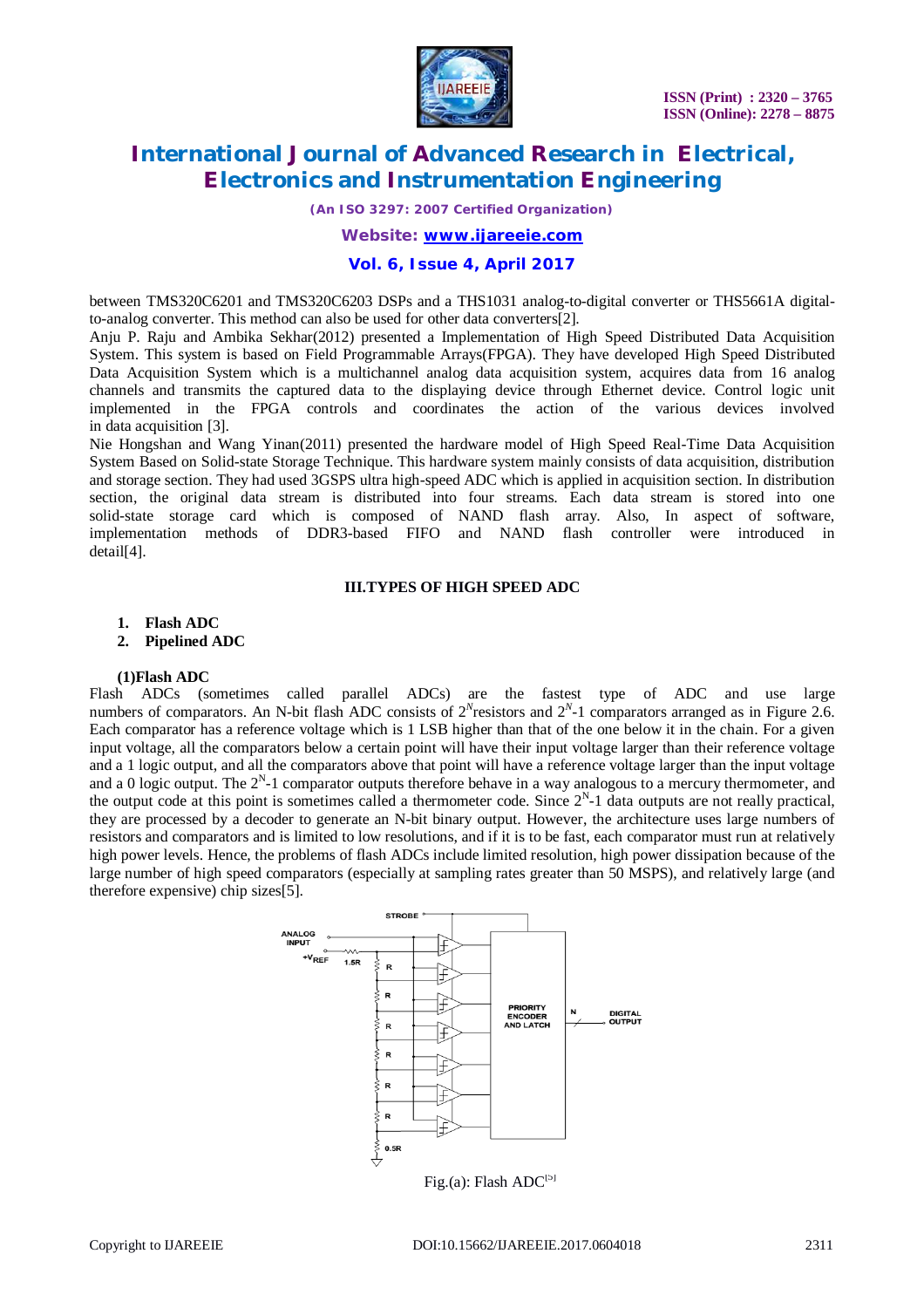between TMS320C6201 and TMS320C6203 DSPs and a THS1031 analog-to-digital converter or THS5661A digital-to-analog converter. This method can also be used for other data converters[2].

Anju P. Raju and Ambika Sekhar(2012) presented a Implementation of High Speed Distributed Data Acquisition System. This system is based on Field Programmable Arrays(FPGA). They have developed High Speed Distributed Data Acquisition System which is a multichannel analog data acquisition system, acquires data from 16 analog channels and transmits the captured data to the displaying device through Ethernet device. Control logic unit implemented in the FPGA controls and coordinates the action of the various devices involved in data acquisition [3].

Nie Hongshan and Wang Yinan(2011) presented the hardware model of High Speed Real-Time Data Acquisition System Based on Solid-state Storage Technique. This hardware system mainly consists of data acquisition, distribution and storage section. They had used 3GSPS ultra high-speed ADC which is applied in acquisition section. In distribution section, the original data stream is distributed into four streams. Each data stream is stored into one solid-state storage card which is composed of NAND flash array. Also, In aspect of software, implementation methods of DDR3-based FIFO and NAND flash controller were introduced in detail[4].

## III.TYPES OF HIGH SPEED ADC

1. **Flash ADC**
2. **Pipelined ADC**

### (1)Flash ADC

Flash ADCs (sometimes called parallel ADCs) are the fastest type of ADC and use large numbers of comparators. An N-bit flash ADC consists of $2^N$resistors and $2^N$-1 comparators arranged as in Figure 2.6. Each comparator has a reference voltage which is 1 LSB higher than that of the one below it in the chain. For a given input voltage, all the comparators below a certain point will have their input voltage larger than their reference voltage and a 1 logic output, and all the comparators above that point will have a reference voltage larger than the input voltage and a 0 logic output. The $2^N$-1 comparator outputs therefore behave in a way analogous to a mercury thermometer, and the output code at this point is sometimes called a thermometer code. Since $2^N$-1 data outputs are not really practical, they are processed by a decoder to generate an N-bit binary output. However, the architecture uses large numbers of resistors and comparators and is limited to low resolutions, and if it is to be fast, each comparator must run at relatively high power levels. Hence, the problems of flash ADCs include limited resolution, high power dissipation because of the large number of high speed comparators (especially at sampling rates greater than 50 MSPS), and relatively large (and therefore expensive) chip sizes[5].

Fig.(a): Flash ADC[5]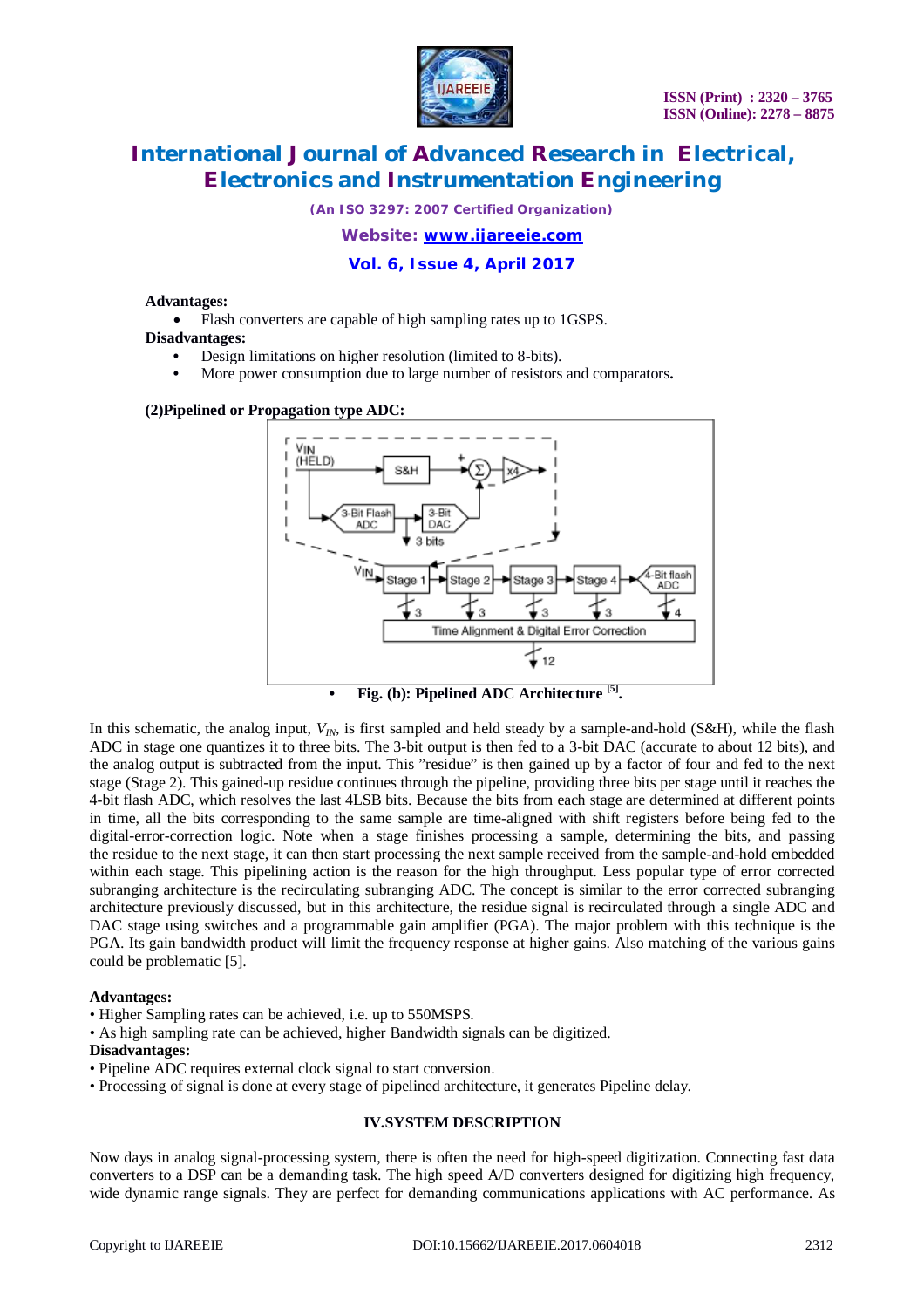**Advantages:**

- Flash converters are capable of high sampling rates up to 1GSPS.

**Disadvantages:**

- Design limitations on higher resolution (limited to 8-bits).
- More power consumption due to large number of resistors and comparators.

**(2)Pipelined or Propagation type ADC:**

- **Fig. (b): Pipelined ADC Architecture [5].**

In this schematic, the analog input, $V_{IN}$, is first sampled and held steady by a sample-and-hold (S&H), while the flash ADC in stage one quantizes it to three bits. The 3-bit output is then fed to a 3-bit DAC (accurate to about 12 bits), and the analog output is subtracted from the input. This "residue" is then gained up by a factor of four and fed to the next stage (Stage 2). This gained-up residue continues through the pipeline, providing three bits per stage until it reaches the 4-bit flash ADC, which resolves the last 4LSB bits. Because the bits from each stage are determined at different points in time, all the bits corresponding to the same sample are time-aligned with shift registers before being fed to the digital-error-correction logic. Note when a stage finishes processing a sample, determining the bits, and passing the residue to the next stage, it can then start processing the next sample received from the sample-and-hold embedded within each stage. This pipelining action is the reason for the high throughput. Less popular type of error corrected subranging architecture is the recirculating subranging ADC. The concept is similar to the error corrected subranging architecture previously discussed, but in this architecture, the residue signal is recirculated through a single ADC and DAC stage using switches and a programmable gain amplifier (PGA). The major problem with this technique is the PGA. Its gain bandwidth product will limit the frequency response at higher gains. Also matching of the various gains could be problematic [5].

**Advantages:**

- Higher Sampling rates can be achieved, i.e. up to 550MSPS.
- As high sampling rate can be achieved, higher Bandwidth signals can be digitized.

**Disadvantages:**

- Pipeline ADC requires external clock signal to start conversion.
- Processing of signal is done at every stage of pipelined architecture, it generates Pipeline delay.

## IV.SYSTEM DESCRIPTION

Now days in analog signal-processing system, there is often the need for high-speed digitization. Connecting fast data converters to a DSP can be a demanding task. The high speed A/D converters designed for digitizing high frequency, wide dynamic range signals. They are perfect for demanding communications applications with AC performance. As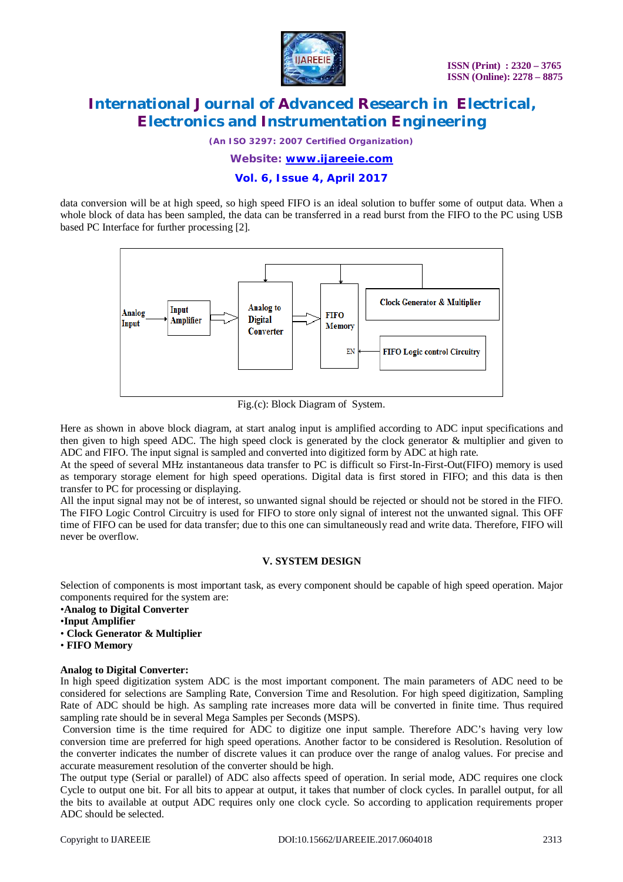data conversion will be at high speed, so high speed FIFO is an ideal solution to buffer some of output data. When a whole block of data has been sampled, the data can be transferred in a read burst from the FIFO to the PC using USB based PC Interface for further processing [2].

Fig.(c): Block Diagram of System.

Here as shown in above block diagram, at start analog input is amplified according to ADC input specifications and then given to high speed ADC. The high speed clock is generated by the clock generator & multiplier and given to ADC and FIFO. The input signal is sampled and converted into digitized form by ADC at high rate.
At the speed of several MHz instantaneous data transfer to PC is difficult so First-In-First-Out(FIFO) memory is used as temporary storage element for high speed operations. Digital data is first stored in FIFO; and this data is then transfer to PC for processing or displaying.
All the input signal may not be of interest, so unwanted signal should be rejected or should not be stored in the FIFO. The FIFO Logic Control Circuitry is used for FIFO to store only signal of interest not the unwanted signal. This OFF time of FIFO can be used for data transfer; due to this one can simultaneously read and write data. Therefore, FIFO will never be overflow.

## V. SYSTEM DESIGN

Selection of components is most important task, as every component should be capable of high speed operation. Major components required for the system are:

- **Analog to Digital Converter**
- **Input Amplifier**
- **Clock Generator & Multiplier**
- **FIFO Memory**

**Analog to Digital Converter:**
In high speed digitization system ADC is the most important component. The main parameters of ADC need to be considered for selections are Sampling Rate, Conversion Time and Resolution. For high speed digitization, Sampling Rate of ADC should be high. As sampling rate increases more data will be converted in finite time. Thus required sampling rate should be in several Mega Samples per Seconds (MSPS).
Conversion time is the time required for ADC to digitize one input sample. Therefore ADC's having very low conversion time are preferred for high speed operations. Another factor to be considered is Resolution. Resolution of the converter indicates the number of discrete values it can produce over the range of analog values. For precise and accurate measurement resolution of the converter should be high.
The output type (Serial or parallel) of ADC also affects speed of operation. In serial mode, ADC requires one clock Cycle to output one bit. For all bits to appear at output, it takes that number of clock cycles. In parallel output, for all the bits to available at output ADC requires only one clock cycle. So according to application requirements proper ADC should be selected.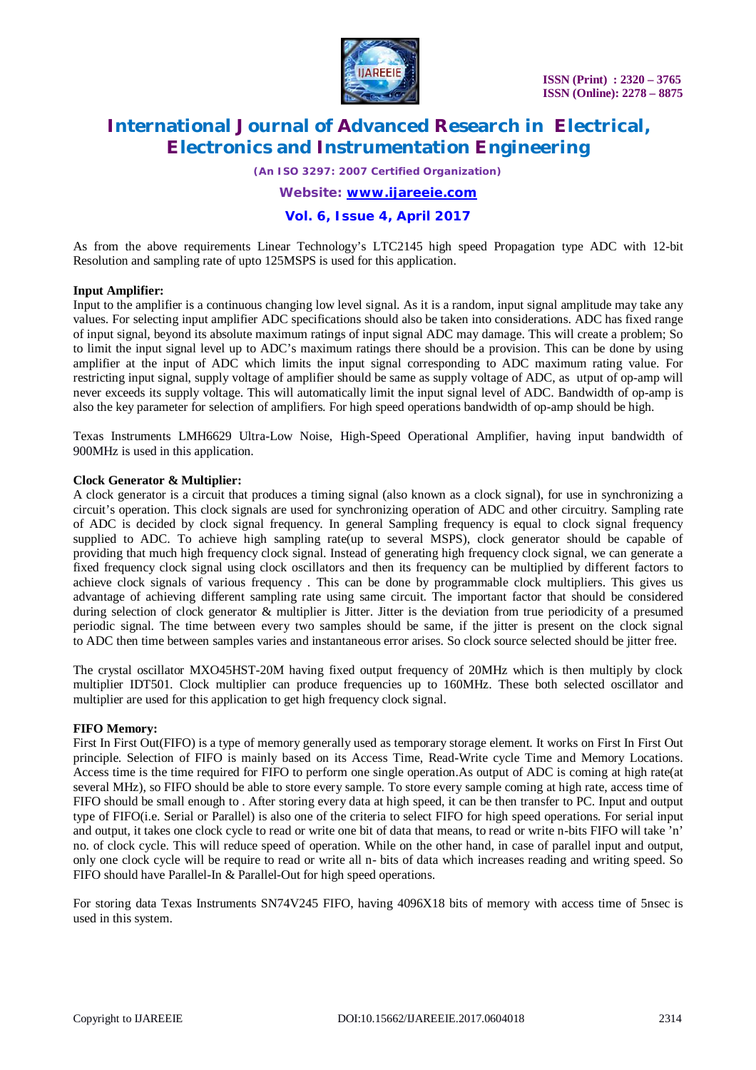As from the above requirements Linear Technology's LTC2145 high speed Propagation type ADC with 12-bit Resolution and sampling rate of upto 125MSPS is used for this application.

**Input Amplifier:**
Input to the amplifier is a continuous changing low level signal. As it is a random, input signal amplitude may take any values. For selecting input amplifier ADC specifications should also be taken into considerations. ADC has fixed range of input signal, beyond its absolute maximum ratings of input signal ADC may damage. This will create a problem; So to limit the input signal level up to ADC's maximum ratings there should be a provision. This can be done by using amplifier at the input of ADC which limits the input signal corresponding to ADC maximum rating value. For restricting input signal, supply voltage of amplifier should be same as supply voltage of ADC, as utput of op-amp will never exceeds its supply voltage. This will automatically limit the input signal level of ADC. Bandwidth of op-amp is also the key parameter for selection of amplifiers. For high speed operations bandwidth of op-amp should be high.

Texas Instruments LMH6629 Ultra-Low Noise, High-Speed Operational Amplifier, having input bandwidth of 900MHz is used in this application.

**Clock Generator & Multiplier:**
A clock generator is a circuit that produces a timing signal (also known as a clock signal), for use in synchronizing a circuit's operation. This clock signals are used for synchronizing operation of ADC and other circuitry. Sampling rate of ADC is decided by clock signal frequency. In general Sampling frequency is equal to clock signal frequency supplied to ADC. To achieve high sampling rate(up to several MSPS), clock generator should be capable of providing that much high frequency clock signal. Instead of generating high frequency clock signal, we can generate a fixed frequency clock signal using clock oscillators and then its frequency can be multiplied by different factors to achieve clock signals of various frequency . This can be done by programmable clock multipliers. This gives us advantage of achieving different sampling rate using same circuit. The important factor that should be considered during selection of clock generator & multiplier is Jitter. Jitter is the deviation from true periodicity of a presumed periodic signal. The time between every two samples should be same, if the jitter is present on the clock signal to ADC then time between samples varies and instantaneous error arises. So clock source selected should be jitter free.

The crystal oscillator MXO45HST-20M having fixed output frequency of 20MHz which is then multiply by clock multiplier IDT501. Clock multiplier can produce frequencies up to 160MHz. These both selected oscillator and multiplier are used for this application to get high frequency clock signal.

**FIFO Memory:**
First In First Out(FIFO) is a type of memory generally used as temporary storage element. It works on First In First Out principle. Selection of FIFO is mainly based on its Access Time, Read-Write cycle Time and Memory Locations. Access time is the time required for FIFO to perform one single operation.As output of ADC is coming at high rate(at several MHz), so FIFO should be able to store every sample. To store every sample coming at high rate, access time of FIFO should be small enough to . After storing every data at high speed, it can be then transfer to PC. Input and output type of FIFO(i.e. Serial or Parallel) is also one of the criteria to select FIFO for high speed operations. For serial input and output, it takes one clock cycle to read or write one bit of data that means, to read or write n-bits FIFO will take 'n' no. of clock cycle. This will reduce speed of operation. While on the other hand, in case of parallel input and output, only one clock cycle will be require to read or write all n- bits of data which increases reading and writing speed. So FIFO should have Parallel-In & Parallel-Out for high speed operations.

For storing data Texas Instruments SN74V245 FIFO, having 4096X18 bits of memory with access time of 5nsec is used in this system.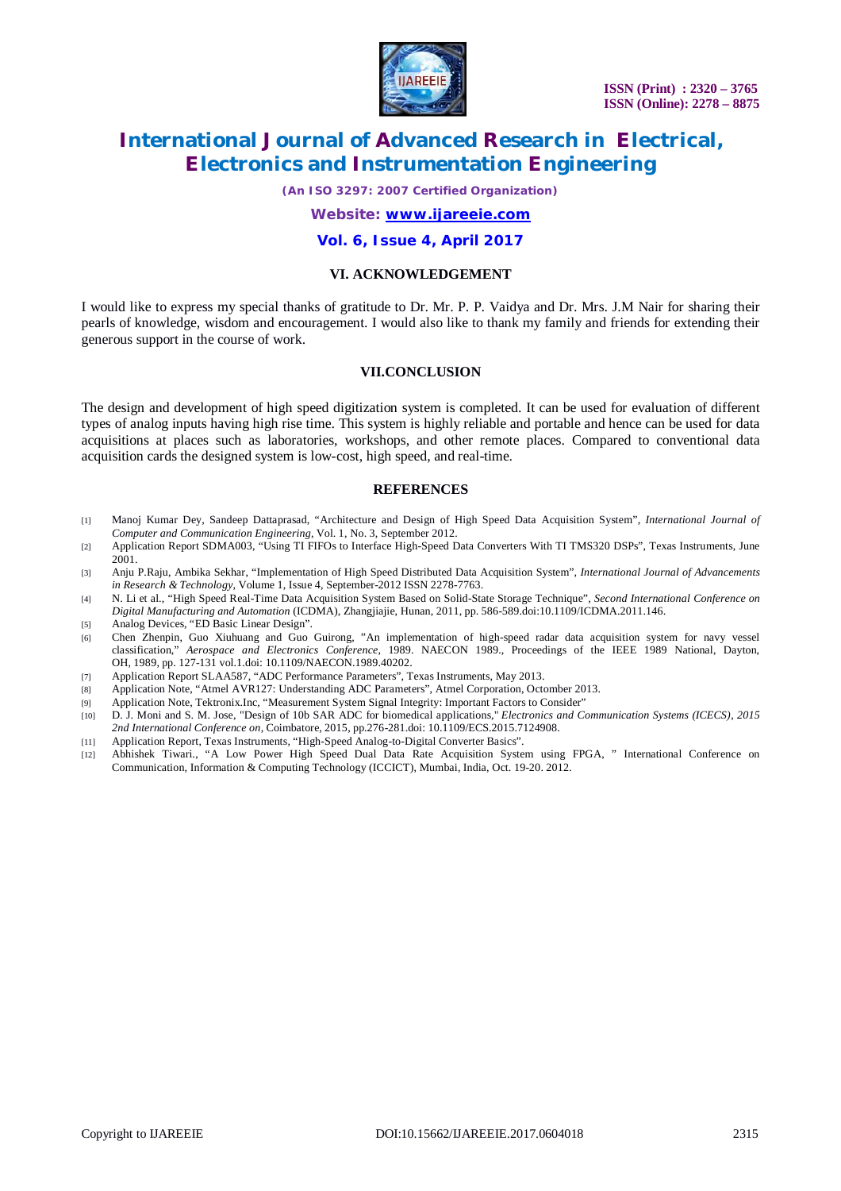## VI. ACKNOWLEDGEMENT

I would like to express my special thanks of gratitude to Dr. Mr. P. P. Vaidya and Dr. Mrs. J.M Nair for sharing their pearls of knowledge, wisdom and encouragement. I would also like to thank my family and friends for extending their generous support in the course of work.

## VII.CONCLUSION

The design and development of high speed digitization system is completed. It can be used for evaluation of different types of analog inputs having high rise time. This system is highly reliable and portable and hence can be used for data acquisitions at places such as laboratories, workshops, and other remote places. Compared to conventional data acquisition cards the designed system is low-cost, high speed, and real-time.

## REFERENCES

[1] Manoj Kumar Dey, Sandeep Dattaprasad, "Architecture and Design of High Speed Data Acquisition System", *International Journal of Computer and Communication Engineering*, Vol. 1, No. 3, September 2012.

[2] Application Report SDMA003, "Using TI FIFOs to Interface High-Speed Data Converters With TI TMS320 DSPs", Texas Instruments, June 2001.

[3] Anju P.Raju, Ambika Sekhar, "Implementation of High Speed Distributed Data Acquisition System", *International Journal of Advancements in Research & Technology*, Volume 1, Issue 4, September-2012 ISSN 2278-7763.

[4] N. Li et al., "High Speed Real-Time Data Acquisition System Based on Solid-State Storage Technique", *Second International Conference on Digital Manufacturing and Automation* (ICDMA), Zhangjiajie, Hunan, 2011, pp. 586-589.doi:10.1109/ICDMA.2011.146.

[5] Analog Devices, "ED Basic Linear Design".

[6] Chen Zhenpin, Guo Xiuhuang and Guo Guirong, "An implementation of high-speed radar data acquisition system for navy vessel classification," *Aerospace and Electronics Conference*, 1989. NAECON 1989., Proceedings of the IEEE 1989 National, Dayton, OH, 1989, pp. 127-131 vol.1.doi: 10.1109/NAECON.1989.40202.

[7] Application Report SLAA587, "ADC Performance Parameters", Texas Instruments, May 2013.

[8] Application Note, "Atmel AVR127: Understanding ADC Parameters", Atmel Corporation, Octomber 2013.

[9] Application Note, Tektronix.Inc, "Measurement System Signal Integrity: Important Factors to Consider"

[10] D. J. Moni and S. M. Jose, "Design of 10b SAR ADC for biomedical applications," *Electronics and Communication Systems (ICECS), 2015 2nd International Conference on*, Coimbatore, 2015, pp.276-281.doi: 10.1109/ECS.2015.7124908.

[11] Application Report, Texas Instruments, "High-Speed Analog-to-Digital Converter Basics".

[12] Abhishek Tiwari., "A Low Power High Speed Dual Data Rate Acquisition System using FPGA, " International Conference on Communication, Information & Computing Technology (ICCICT), Mumbai, India, Oct. 19-20. 2012.